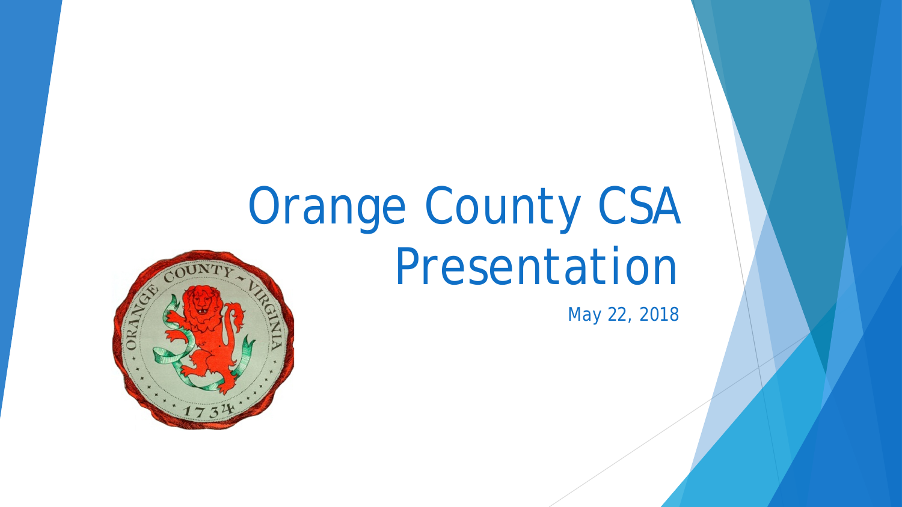# Orange County CSA Presentation

May 22, 2018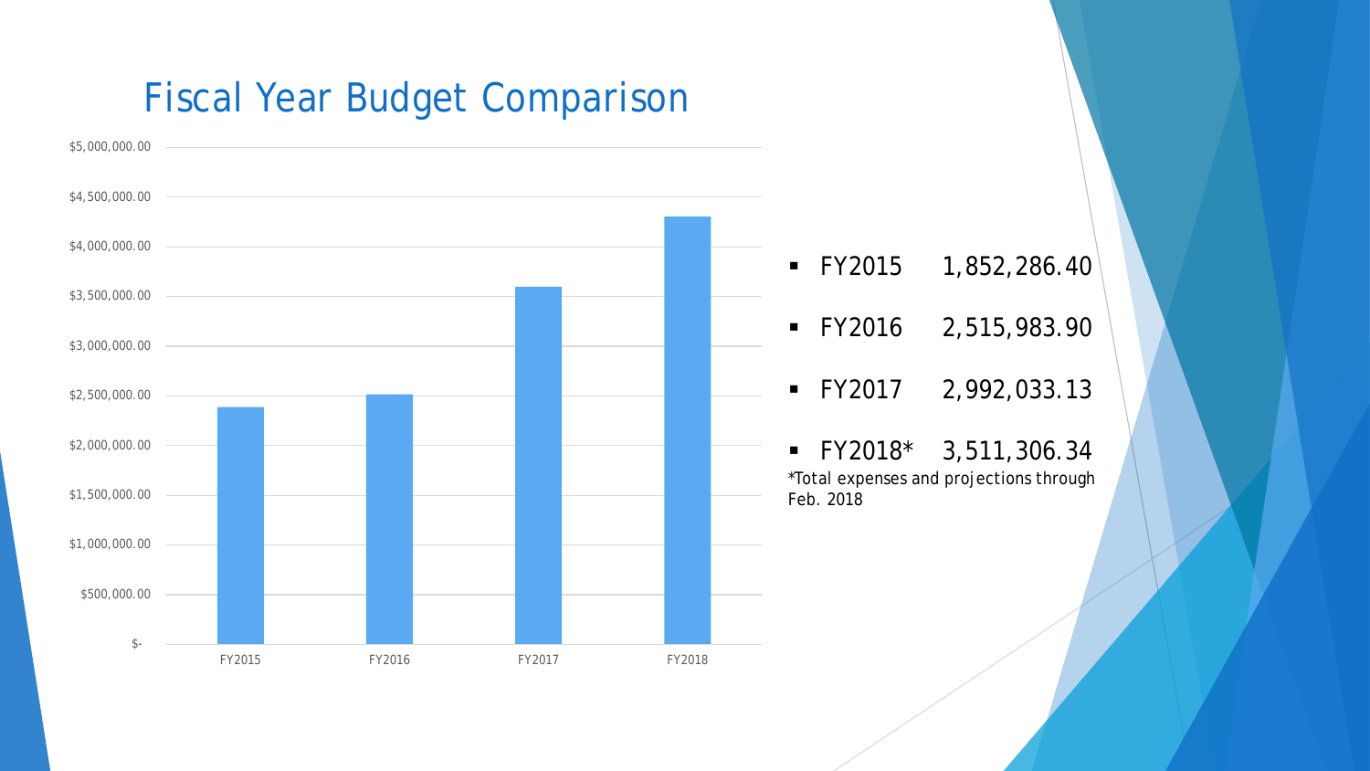# Fiscal Year Budget Comparison

- FY2015 1,852,286.40
- FY2016 2,515,983.90
- FY2017 2,992,033.13
- FY2018* 3,511,306.34

*Total expenses and projections through Feb. 2018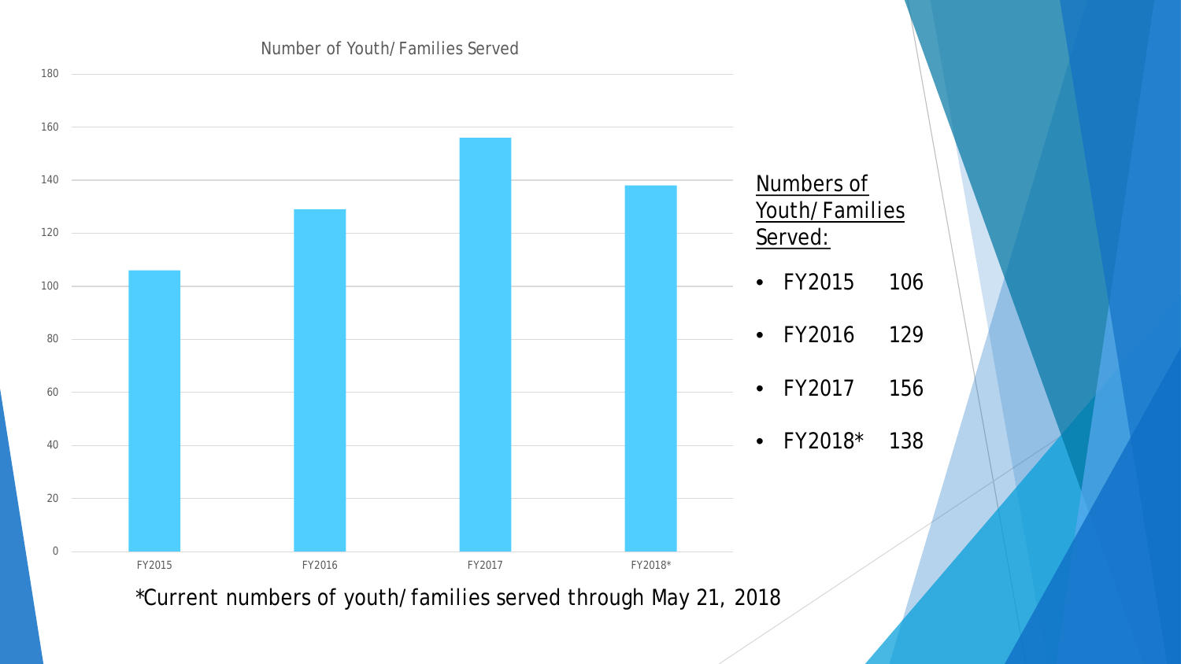Number of Youth/Families Served

| Fiscal Year | Number of Youth/Families Served |
| --- | --- |
| FY2015 | 106 |
| FY2016 | 129 |
| FY2017 | 156 |
| FY2018* | 138 |

Numbers of Youth/Families Served:

- FY2015 106
- FY2016 129
- FY2017 156
- FY2018* 138

*Current numbers of youth/families served through May 21, 2018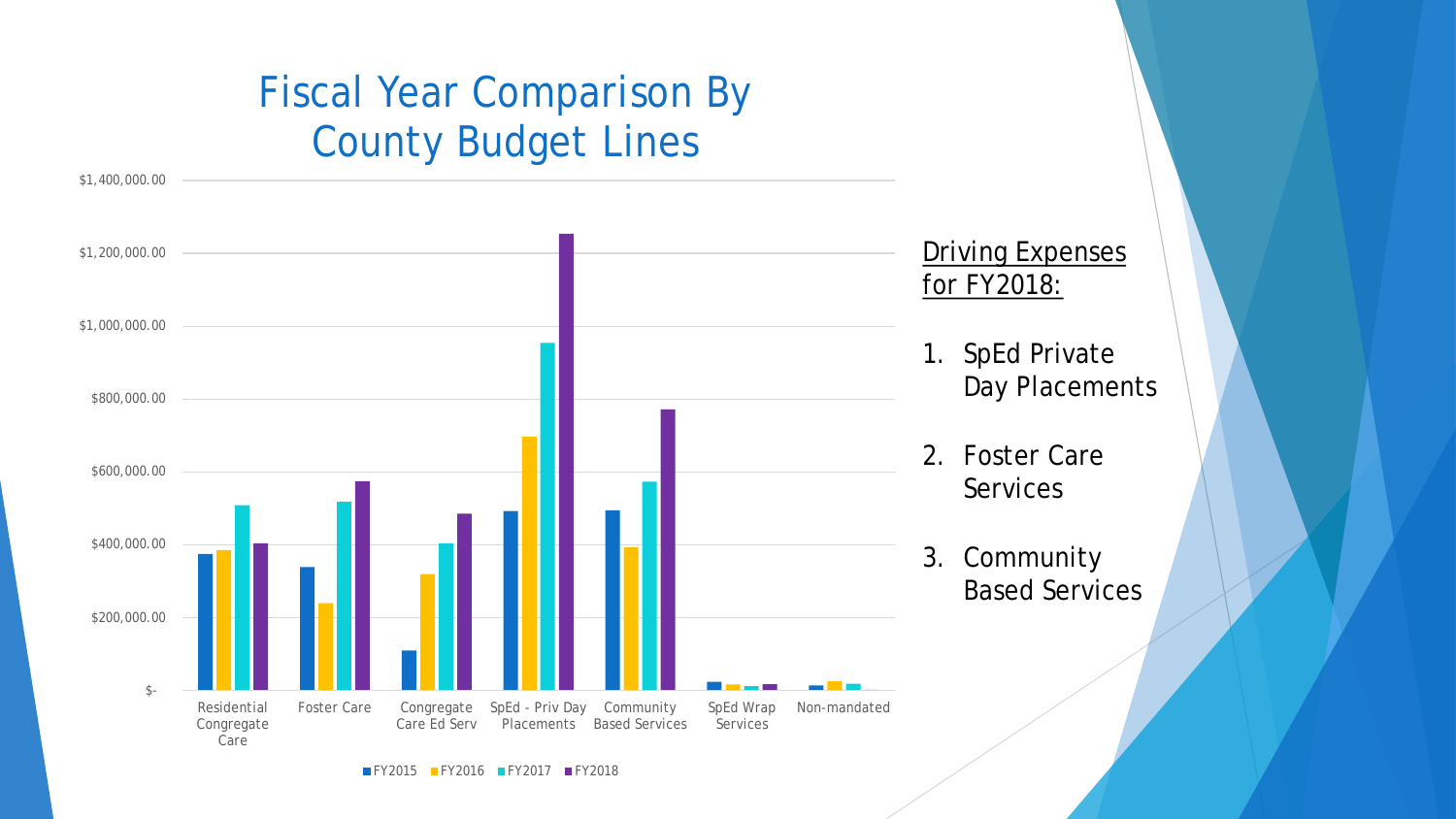# Fiscal Year Comparison By County Budget Lines

Driving Expenses for FY2018:

1. SpEd Private Day Placements
2. Foster Care Services
3. Community Based Services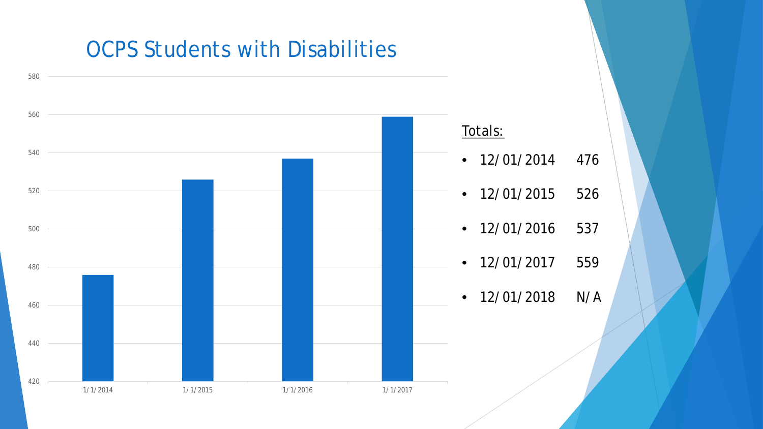# OCPS Students with Disabilities

| Date | Value |
| --- | --- |
| 1/1/2014 | 476 |
| 1/1/2015 | 526 |
| 1/1/2016 | 537 |
| 1/1/2017 | 559 |

Totals:

- 12/01/2014 476
- 12/01/2015 526
- 12/01/2016 537
- 12/01/2017 559
- 12/01/2018 N/A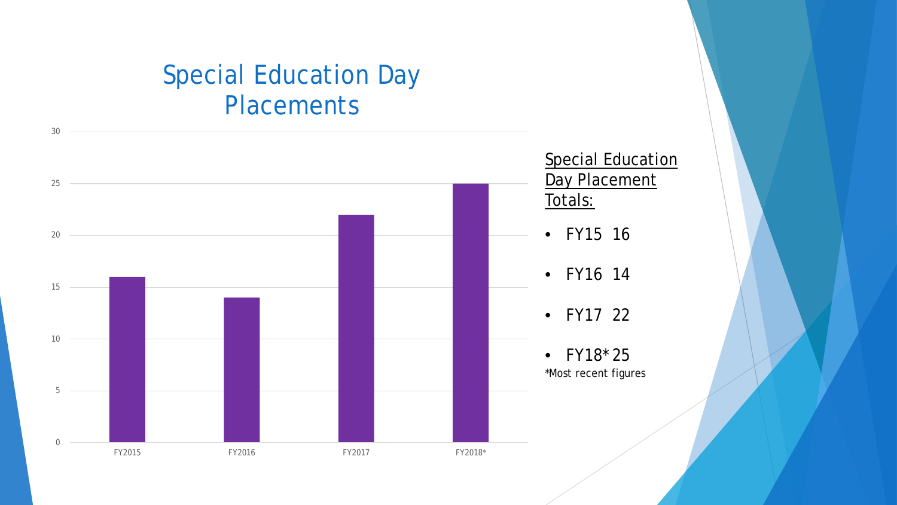# Special Education Day Placements

| | FY2015 | FY2016 | FY2017 | FY2018* |
|---|---|---|---|---|
| Special Education Day Placements | 16 | 14 | 22 | 25 |

Special Education Day Placement Totals:

- FY15 16
- FY16 14
- FY17 22
- FY18* 25

*Most recent figures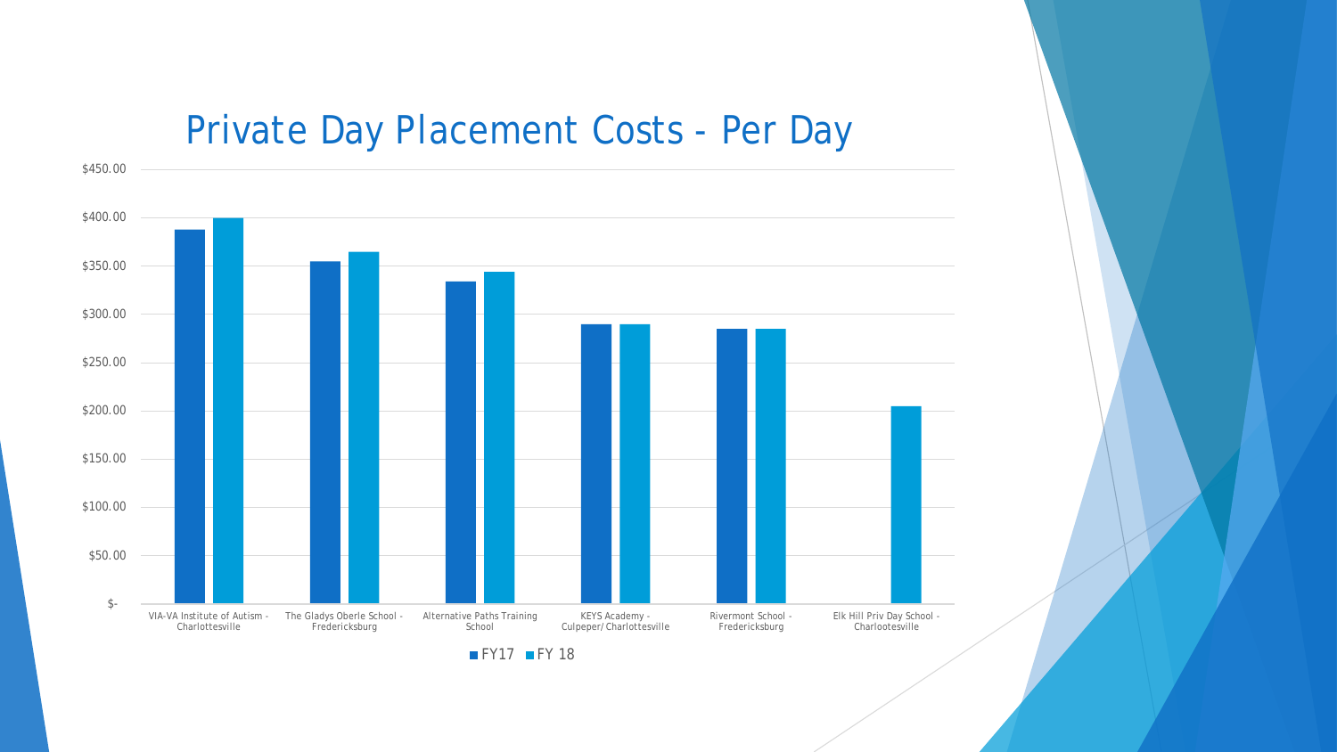# Private Day Placement Costs - Per Day

$450.00
$400.00
$350.00
$300.00
$250.00
$200.00
$150.00
$100.00
$50.00
$-

VIA-VA Institute of Autism - Charlottesville

The Gladys Oberle School - Fredericksburg

Alternative Paths Training School

KEYS Academy - Culpeper/ Charlottesville

Rivermont School - Fredericksburg

Elk Hill Priv Day School - Charlootesville

FY17 FY 18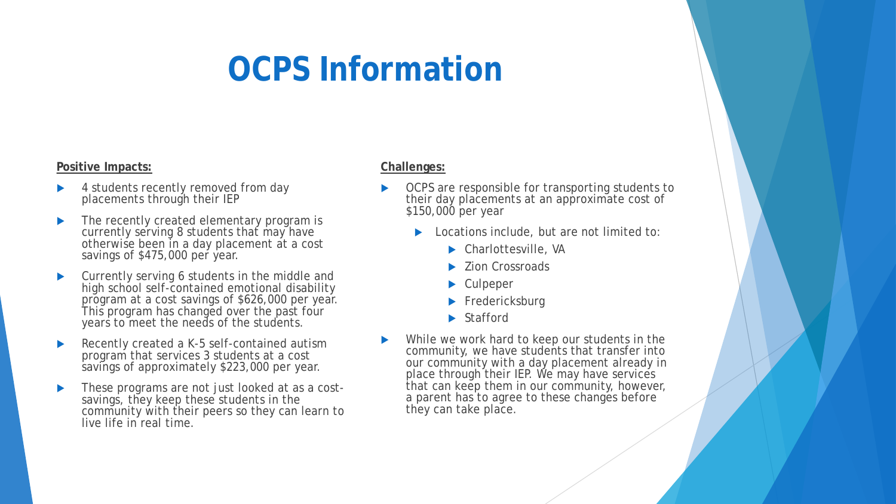# OCPS Information

**Positive Impacts:**

- 4 students recently removed from day placements through their IEP
- The recently created elementary program is currently serving 8 students that may have otherwise been in a day placement at a cost savings of $475,000 per year.
- Currently serving 6 students in the middle and high school self-contained emotional disability program at a cost savings of $626,000 per year. This program has changed over the past four years to meet the needs of the students.
- Recently created a K-5 self-contained autism program that services 3 students at a cost savings of approximately $223,000 per year.
- These programs are not just looked at as a cost-savings, they keep these students in the community with their peers so they can learn to live life in real time.

**Challenges:**

- OCPS are responsible for transporting students to their day placements at an approximate cost of $150,000 per year
  - Locations include, but are not limited to:
    - Charlottesville, VA
    - Zion Crossroads
    - Culpeper
    - Fredericksburg
    - Stafford
- While we work hard to keep our students in the community, we have students that transfer into our community with a day placement already in place through their IEP. We may have services that can keep them in our community, however, a parent has to agree to these changes before they can take place.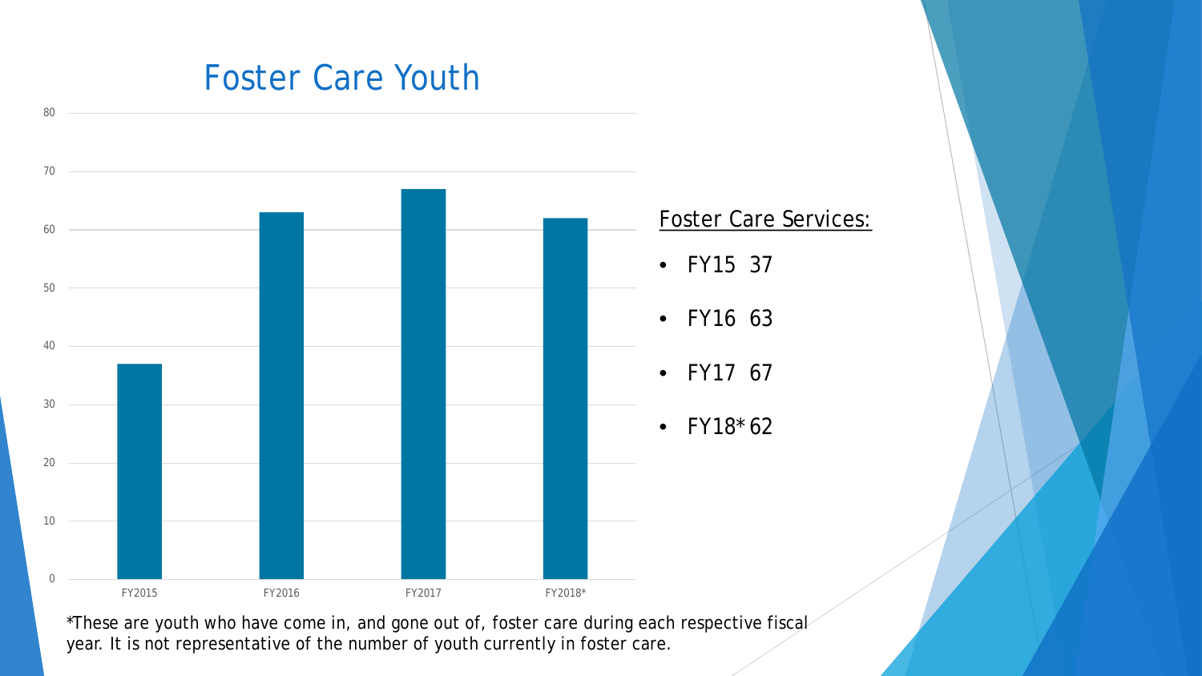# Foster Care Youth

| | FY2015 | FY2016 | FY2017 | FY2018* |
|---|---|---|---|---|
| Foster Care Youth | 37 | 63 | 67 | 62 |

Foster Care Services:

- FY15 37
- FY16 63
- FY17 67
- FY18* 62

*These are youth who have come in, and gone out of, foster care during each respective fiscal year. It is not representative of the number of youth currently in foster care.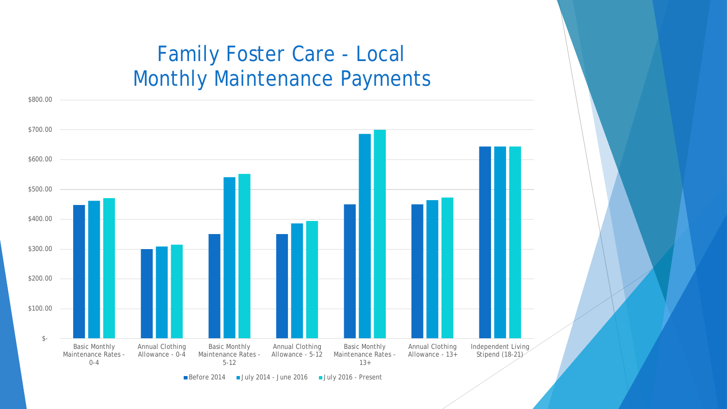# Family Foster Care - Local Monthly Maintenance Payments

$800.00
$700.00
$600.00
$500.00
$400.00
$300.00
$200.00
$100.00
$-

Basic Monthly Maintenance Rates - 0-4 | Annual Clothing Allowance - 0-4 | Basic Monthly Maintenance Rates - 5-12 | Annual Clothing Allowance - 5-12 | Basic Monthly Maintenance Rates - 13+ | Annual Clothing Allowance - 13+ | Independent Living Stipend (18-21)

Before 2014 | July 2014 - June 2016 | July 2016 - Present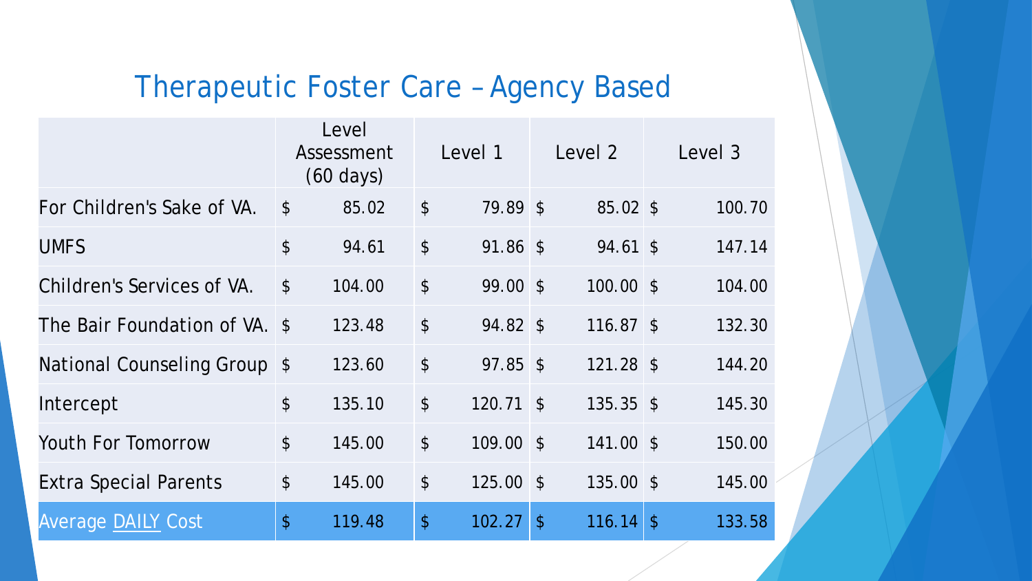## Therapeutic Foster Care – Agency Based

| | Level Assessment (60 days) | Level 1 | Level 2 | Level 3 |
|---|---|---|---|---|
| For Children's Sake of VA. | $ 85.02 | $ 79.89 | $ 85.02 | $ 100.70 |
| UMFS | $ 94.61 | $ 91.86 | $ 94.61 | $ 147.14 |
| Children's Services of VA. | $ 104.00 | $ 99.00 | $ 100.00 | $ 104.00 |
| The Bair Foundation of VA. | $ 123.48 | $ 94.82 | $ 116.87 | $ 132.30 |
| National Counseling Group | $ 123.60 | $ 97.85 | $ 121.28 | $ 144.20 |
| Intercept | $ 135.10 | $ 120.71 | $ 135.35 | $ 145.30 |
| Youth For Tomorrow | $ 145.00 | $ 109.00 | $ 141.00 | $ 150.00 |
| Extra Special Parents | $ 145.00 | $ 125.00 | $ 135.00 | $ 145.00 |
| Average DAILY Cost | $ 119.48 | $ 102.27 | $ 116.14 | $ 133.58 |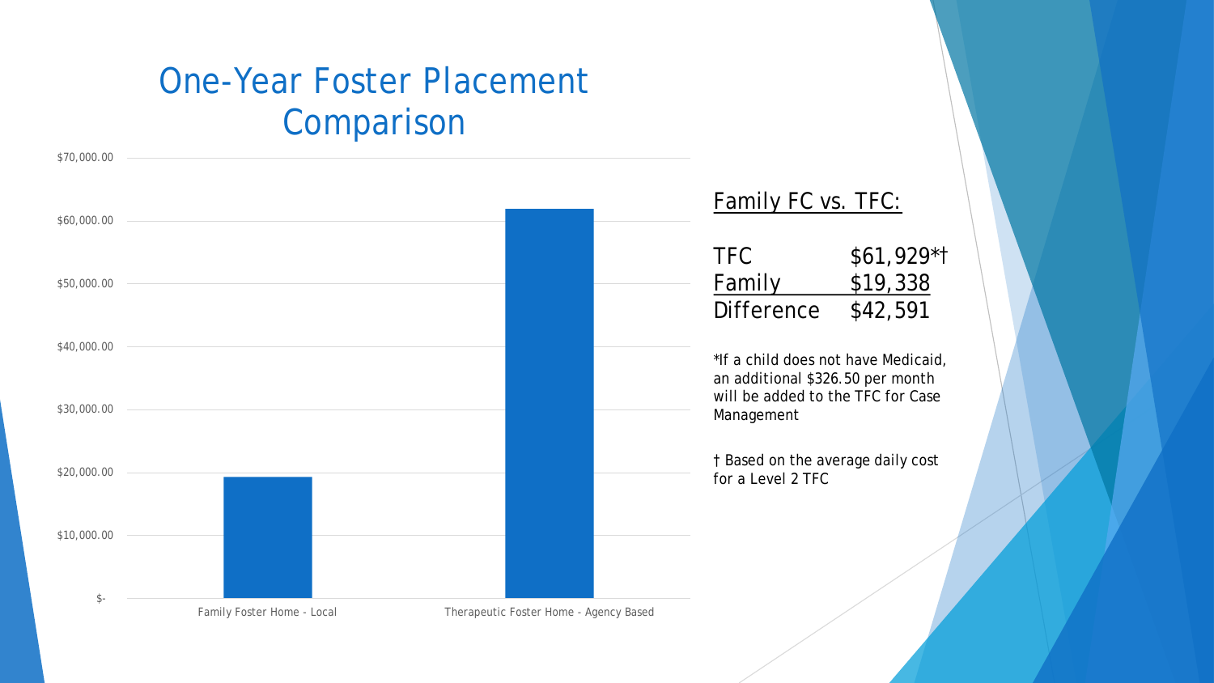# One-Year Foster Placement Comparison

| | |
|---|---|
| $70,000.00 | |
| $60,000.00 | |
| $50,000.00 | |
| $40,000.00 | |
| $30,000.00 | |
| $20,000.00 | |
| $10,000.00 | |
| $- | |

Family Foster Home - Local | Therapeutic Foster Home - Agency Based

## Family FC vs. TFC:

| | |
|---|---|
| TFC | $61,929*† |
| Family | $19,338 |
| Difference | $42,591 |

*If a child does not have Medicaid, an additional $326.50 per month will be added to the TFC for Case Management

† Based on the average daily cost for a Level 2 TFC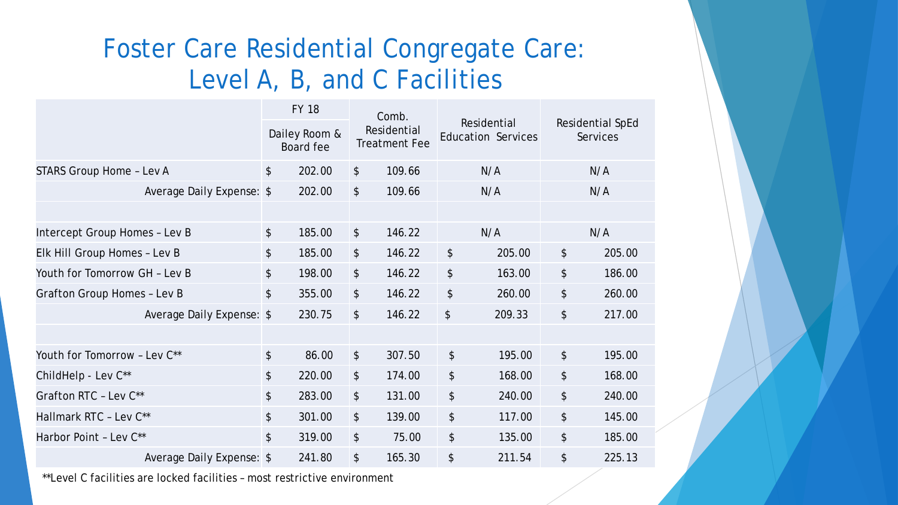# Foster Care Residential Congregate Care: Level A, B, and C Facilities

| | FY 18 Dailey Room & Board fee | Comb. Residential Treatment Fee | Residential Education Services | Residential SpEd Services |
|---|---|---|---|---|
| STARS Group Home – Lev A | $ 202.00 | $ 109.66 | N/A | N/A |
| Average Daily Expense: | $ 202.00 | $ 109.66 | N/A | N/A |
| | | | | |
| Intercept Group Homes – Lev B | $ 185.00 | $ 146.22 | N/A | N/A |
| Elk Hill Group Homes – Lev B | $ 185.00 | $ 146.22 | $ 205.00 | $ 205.00 |
| Youth for Tomorrow GH – Lev B | $ 198.00 | $ 146.22 | $ 163.00 | $ 186.00 |
| Grafton Group Homes – Lev B | $ 355.00 | $ 146.22 | $ 260.00 | $ 260.00 |
| Average Daily Expense: | $ 230.75 | $ 146.22 | $ 209.33 | $ 217.00 |
| | | | | |
| Youth for Tomorrow – Lev C** | $ 86.00 | $ 307.50 | $ 195.00 | $ 195.00 |
| ChildHelp - Lev C** | $ 220.00 | $ 174.00 | $ 168.00 | $ 168.00 |
| Grafton RTC – Lev C** | $ 283.00 | $ 131.00 | $ 240.00 | $ 240.00 |
| Hallmark RTC – Lev C** | $ 301.00 | $ 139.00 | $ 117.00 | $ 145.00 |
| Harbor Point – Lev C** | $ 319.00 | $ 75.00 | $ 135.00 | $ 185.00 |
| Average Daily Expense: | $ 241.80 | $ 165.30 | $ 211.54 | $ 225.13 |

**Level C facilities are locked facilities – most restrictive environment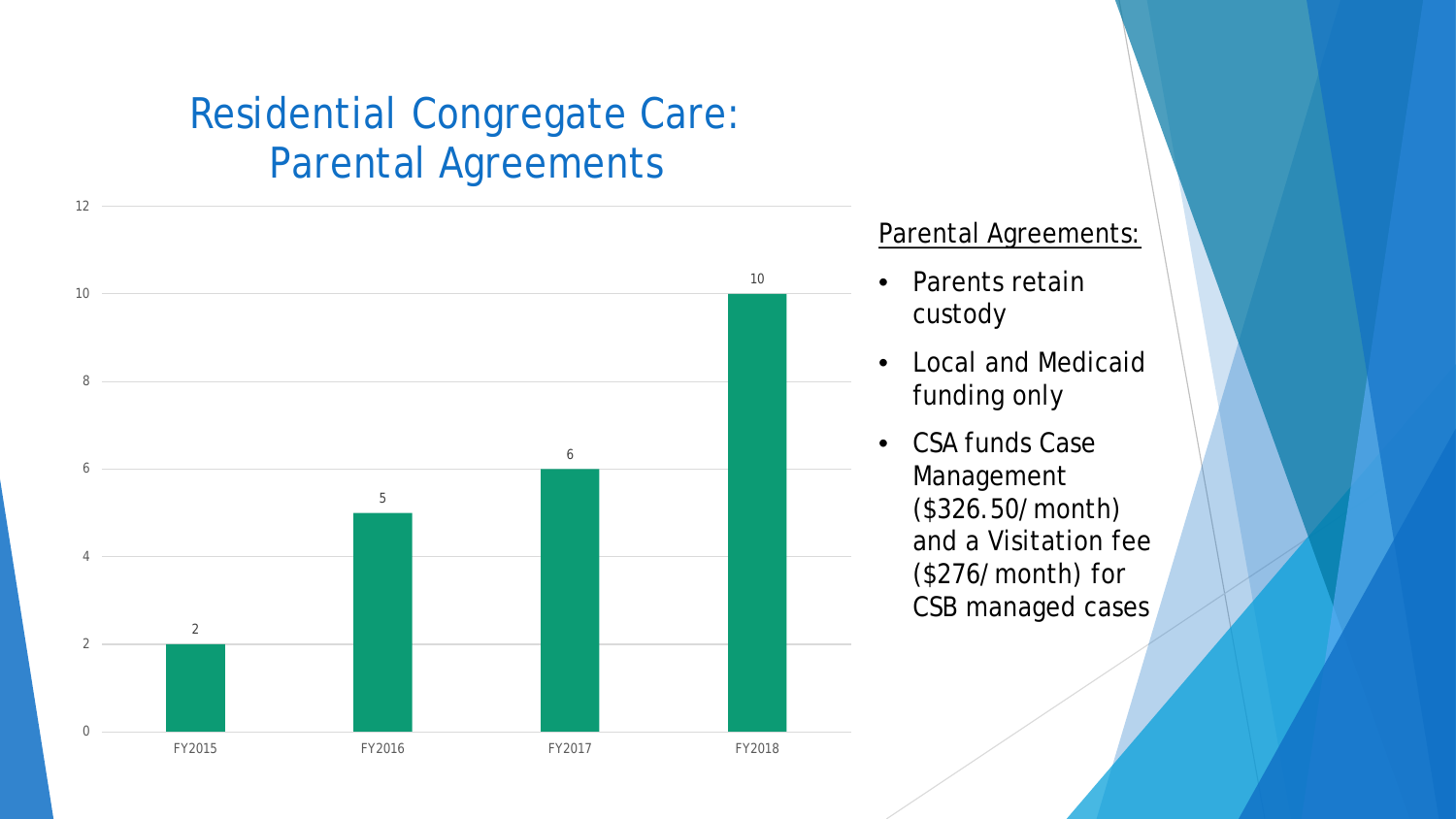# Residential Congregate Care: Parental Agreements

| Fiscal Year | Count |
|---|---|
| FY2015 | 2 |
| FY2016 | 5 |
| FY2017 | 6 |
| FY2018 | 10 |

Parental Agreements:

- Parents retain custody
- Local and Medicaid funding only
- CSA funds Case Management ($326.50/month) and a Visitation fee ($276/month) for CSB managed cases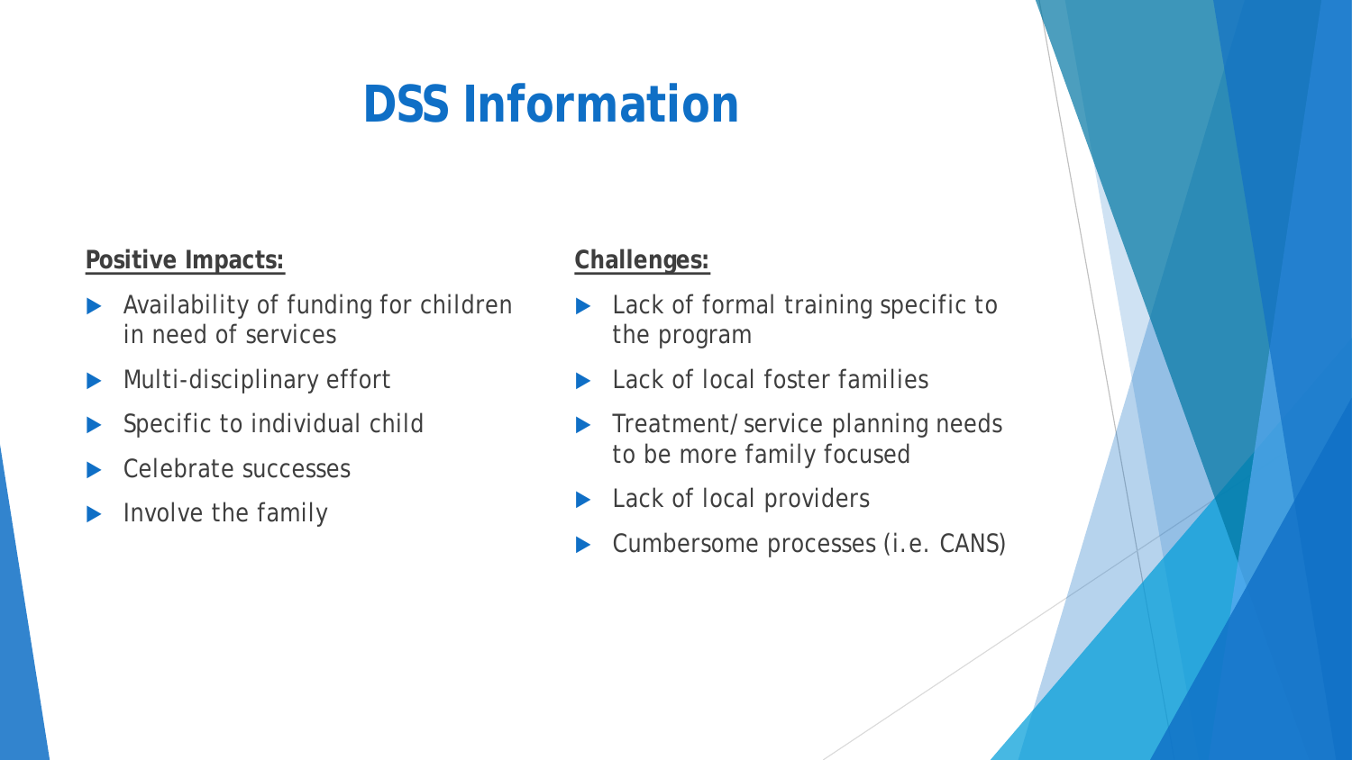# DSS Information

**Positive Impacts:**

- Availability of funding for children in need of services
- Multi-disciplinary effort
- Specific to individual child
- Celebrate successes
- Involve the family

**Challenges:**

- Lack of formal training specific to the program
- Lack of local foster families
- Treatment/service planning needs to be more family focused
- Lack of local providers
- Cumbersome processes (i.e. CANS)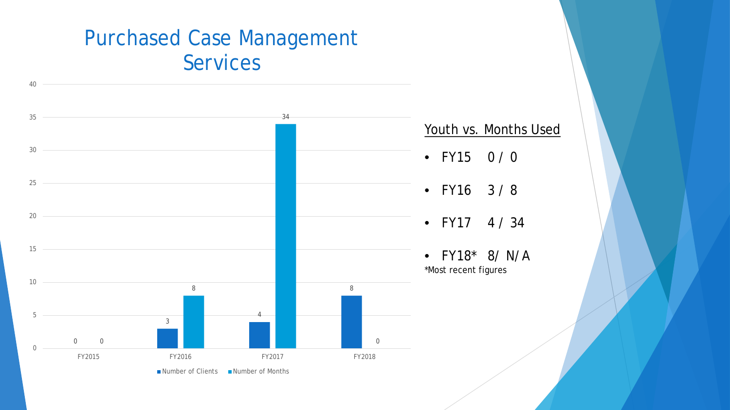# Purchased Case Management Services

| | Number of Clients | Number of Months |
|---|---|---|
| FY2015 | 0 | 0 |
| FY2016 | 3 | 8 |
| FY2017 | 4 | 34 |
| FY2018 | 8 | 0 |

Youth vs. Months Used

- FY15 0 / 0
- FY16 3 / 8
- FY17 4 / 34
- FY18* 8/ N/A

*Most recent figures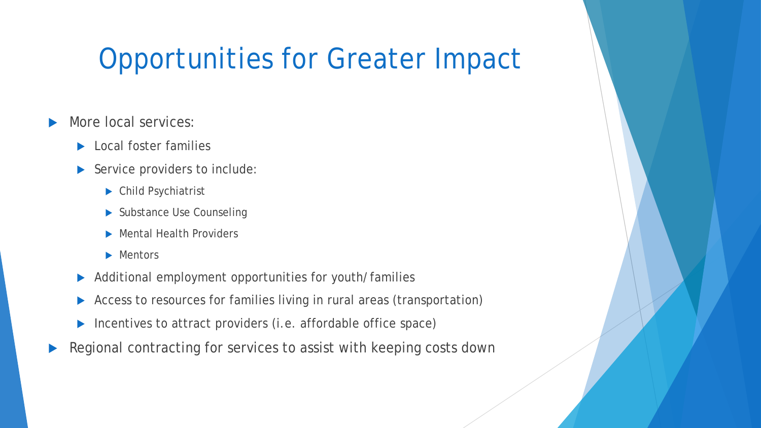# Opportunities for Greater Impact

- More local services:
  - Local foster families
  - Service providers to include:
    - Child Psychiatrist
    - Substance Use Counseling
    - Mental Health Providers
    - Mentors
  - Additional employment opportunities for youth/families
  - Access to resources for families living in rural areas (transportation)
  - Incentives to attract providers (i.e. affordable office space)
- Regional contracting for services to assist with keeping costs down